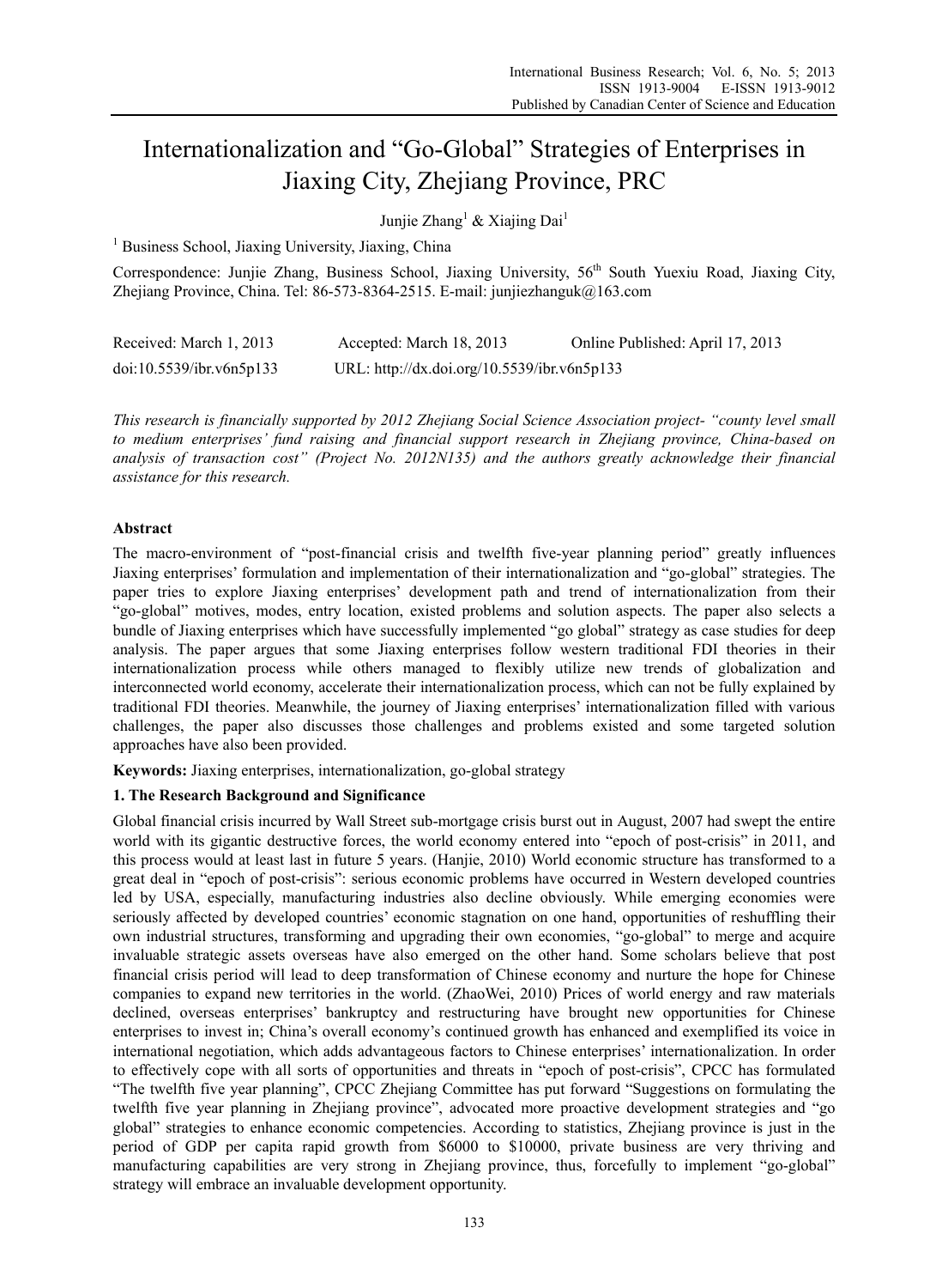# Internationalization and "Go-Global" Strategies of Enterprises in Jiaxing City, Zhejiang Province, PRC

Junjie Zhang[1] & Xiajing Dai[1]

[1] Business School, Jiaxing University, Jiaxing, China

Correspondence: Junjie Zhang, Business School, Jiaxing University, 56th South Yuexiu Road, Jiaxing City, Zhejiang Province, China. Tel: 86-573-8364-2515. E-mail: junjiezhanguk@163.com

Received: March 1, 2013 Accepted: March 18, 2013 Online Published: April 17, 2013

doi:10.5539/ibr.v6n5p133 URL: http://dx.doi.org/10.5539/ibr.v6n5p133

*This research is financially supported by 2012 Zhejiang Social Science Association project- "county level small to medium enterprises' fund raising and financial support research in Zhejiang province, China-based on analysis of transaction cost" (Project No. 2012N135) and the authors greatly acknowledge their financial assistance for this research.*

## Abstract

The macro-environment of "post-financial crisis and twelfth five-year planning period" greatly influences Jiaxing enterprises' formulation and implementation of their internationalization and "go-global" strategies. The paper tries to explore Jiaxing enterprises' development path and trend of internationalization from their "go-global" motives, modes, entry location, existed problems and solution aspects. The paper also selects a bundle of Jiaxing enterprises which have successfully implemented "go global" strategy as case studies for deep analysis. The paper argues that some Jiaxing enterprises follow western traditional FDI theories in their internationalization process while others managed to flexibly utilize new trends of globalization and interconnected world economy, accelerate their internationalization process, which can not be fully explained by traditional FDI theories. Meanwhile, the journey of Jiaxing enterprises' internationalization filled with various challenges, the paper also discusses those challenges and problems existed and some targeted solution approaches have also been provided.

**Keywords:** Jiaxing enterprises, internationalization, go-global strategy

## 1. The Research Background and Significance

Global financial crisis incurred by Wall Street sub-mortgage crisis burst out in August, 2007 had swept the entire world with its gigantic destructive forces, the world economy entered into "epoch of post-crisis" in 2011, and this process would at least last in future 5 years. (Hanjie, 2010) World economic structure has transformed to a great deal in "epoch of post-crisis": serious economic problems have occurred in Western developed countries led by USA, especially, manufacturing industries also decline obviously. While emerging economies were seriously affected by developed countries' economic stagnation on one hand, opportunities of reshuffling their own industrial structures, transforming and upgrading their own economies, "go-global" to merge and acquire invaluable strategic assets overseas have also emerged on the other hand. Some scholars believe that post financial crisis period will lead to deep transformation of Chinese economy and nurture the hope for Chinese companies to expand new territories in the world. (ZhaoWei, 2010) Prices of world energy and raw materials declined, overseas enterprises' bankruptcy and restructuring have brought new opportunities for Chinese enterprises to invest in; China's overall economy's continued growth has enhanced and exemplified its voice in international negotiation, which adds advantageous factors to Chinese enterprises' internationalization. In order to effectively cope with all sorts of opportunities and threats in "epoch of post-crisis", CPCC has formulated "The twelfth five year planning", CPCC Zhejiang Committee has put forward "Suggestions on formulating the twelfth five year planning in Zhejiang province", advocated more proactive development strategies and "go global" strategies to enhance economic competencies. According to statistics, Zhejiang province is just in the period of GDP per capita rapid growth from $6000 to $10000, private business are very thriving and manufacturing capabilities are very strong in Zhejiang province, thus, forcefully to implement "go-global" strategy will embrace an invaluable development opportunity.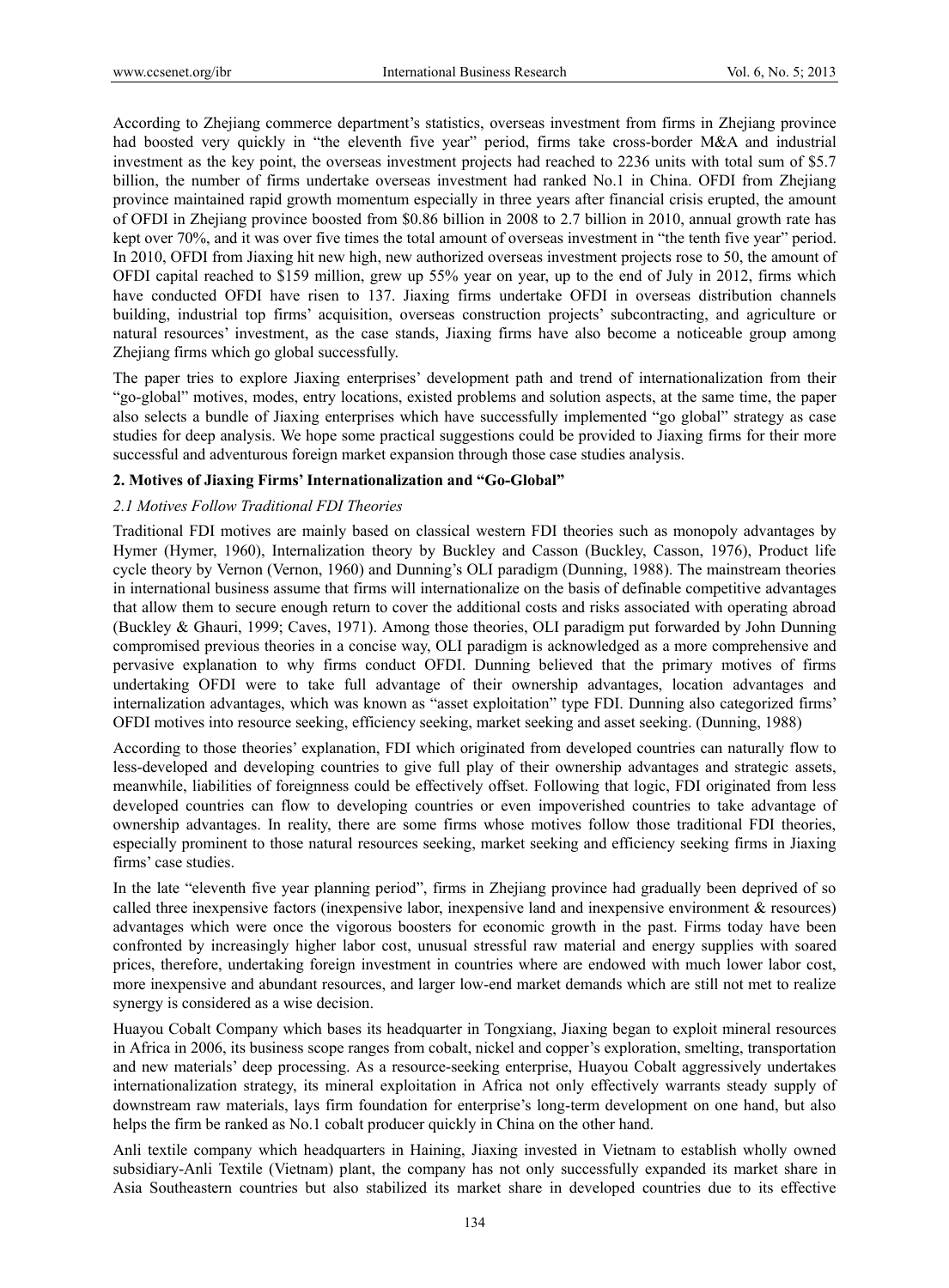According to Zhejiang commerce department's statistics, overseas investment from firms in Zhejiang province had boosted very quickly in "the eleventh five year" period, firms take cross-border M&A and industrial investment as the key point, the overseas investment projects had reached to 2236 units with total sum of $5.7 billion, the number of firms undertake overseas investment had ranked No.1 in China. OFDI from Zhejiang province maintained rapid growth momentum especially in three years after financial crisis erupted, the amount of OFDI in Zhejiang province boosted from $0.86 billion in 2008 to 2.7 billion in 2010, annual growth rate has kept over 70%, and it was over five times the total amount of overseas investment in "the tenth five year" period. In 2010, OFDI from Jiaxing hit new high, new authorized overseas investment projects rose to 50, the amount of OFDI capital reached to $159 million, grew up 55% year on year, up to the end of July in 2012, firms which have conducted OFDI have risen to 137. Jiaxing firms undertake OFDI in overseas distribution channels building, industrial top firms' acquisition, overseas construction projects' subcontracting, and agriculture or natural resources' investment, as the case stands, Jiaxing firms have also become a noticeable group among Zhejiang firms which go global successfully.

The paper tries to explore Jiaxing enterprises' development path and trend of internationalization from their "go-global" motives, modes, entry locations, existed problems and solution aspects, at the same time, the paper also selects a bundle of Jiaxing enterprises which have successfully implemented "go global" strategy as case studies for deep analysis. We hope some practical suggestions could be provided to Jiaxing firms for their more successful and adventurous foreign market expansion through those case studies analysis.

## 2. Motives of Jiaxing Firms' Internationalization and "Go-Global"

### *2.1 Motives Follow Traditional FDI Theories*

Traditional FDI motives are mainly based on classical western FDI theories such as monopoly advantages by Hymer (Hymer, 1960), Internalization theory by Buckley and Casson (Buckley, Casson, 1976), Product life cycle theory by Vernon (Vernon, 1960) and Dunning's OLI paradigm (Dunning, 1988). The mainstream theories in international business assume that firms will internationalize on the basis of definable competitive advantages that allow them to secure enough return to cover the additional costs and risks associated with operating abroad (Buckley & Ghauri, 1999; Caves, 1971). Among those theories, OLI paradigm put forwarded by John Dunning compromised previous theories in a concise way, OLI paradigm is acknowledged as a more comprehensive and pervasive explanation to why firms conduct OFDI. Dunning believed that the primary motives of firms undertaking OFDI were to take full advantage of their ownership advantages, location advantages and internalization advantages, which was known as "asset exploitation" type FDI. Dunning also categorized firms' OFDI motives into resource seeking, efficiency seeking, market seeking and asset seeking. (Dunning, 1988)

According to those theories' explanation, FDI which originated from developed countries can naturally flow to less-developed and developing countries to give full play of their ownership advantages and strategic assets, meanwhile, liabilities of foreignness could be effectively offset. Following that logic, FDI originated from less developed countries can flow to developing countries or even impoverished countries to take advantage of ownership advantages. In reality, there are some firms whose motives follow those traditional FDI theories, especially prominent to those natural resources seeking, market seeking and efficiency seeking firms in Jiaxing firms' case studies.

In the late "eleventh five year planning period", firms in Zhejiang province had gradually been deprived of so called three inexpensive factors (inexpensive labor, inexpensive land and inexpensive environment & resources) advantages which were once the vigorous boosters for economic growth in the past. Firms today have been confronted by increasingly higher labor cost, unusual stressful raw material and energy supplies with soared prices, therefore, undertaking foreign investment in countries where are endowed with much lower labor cost, more inexpensive and abundant resources, and larger low-end market demands which are still not met to realize synergy is considered as a wise decision.

Huayou Cobalt Company which bases its headquarter in Tongxiang, Jiaxing began to exploit mineral resources in Africa in 2006, its business scope ranges from cobalt, nickel and copper's exploration, smelting, transportation and new materials' deep processing. As a resource-seeking enterprise, Huayou Cobalt aggressively undertakes internationalization strategy, its mineral exploitation in Africa not only effectively warrants steady supply of downstream raw materials, lays firm foundation for enterprise's long-term development on one hand, but also helps the firm be ranked as No.1 cobalt producer quickly in China on the other hand.

Anli textile company which headquarters in Haining, Jiaxing invested in Vietnam to establish wholly owned subsidiary-Anli Textile (Vietnam) plant, the company has not only successfully expanded its market share in Asia Southeastern countries but also stabilized its market share in developed countries due to its effective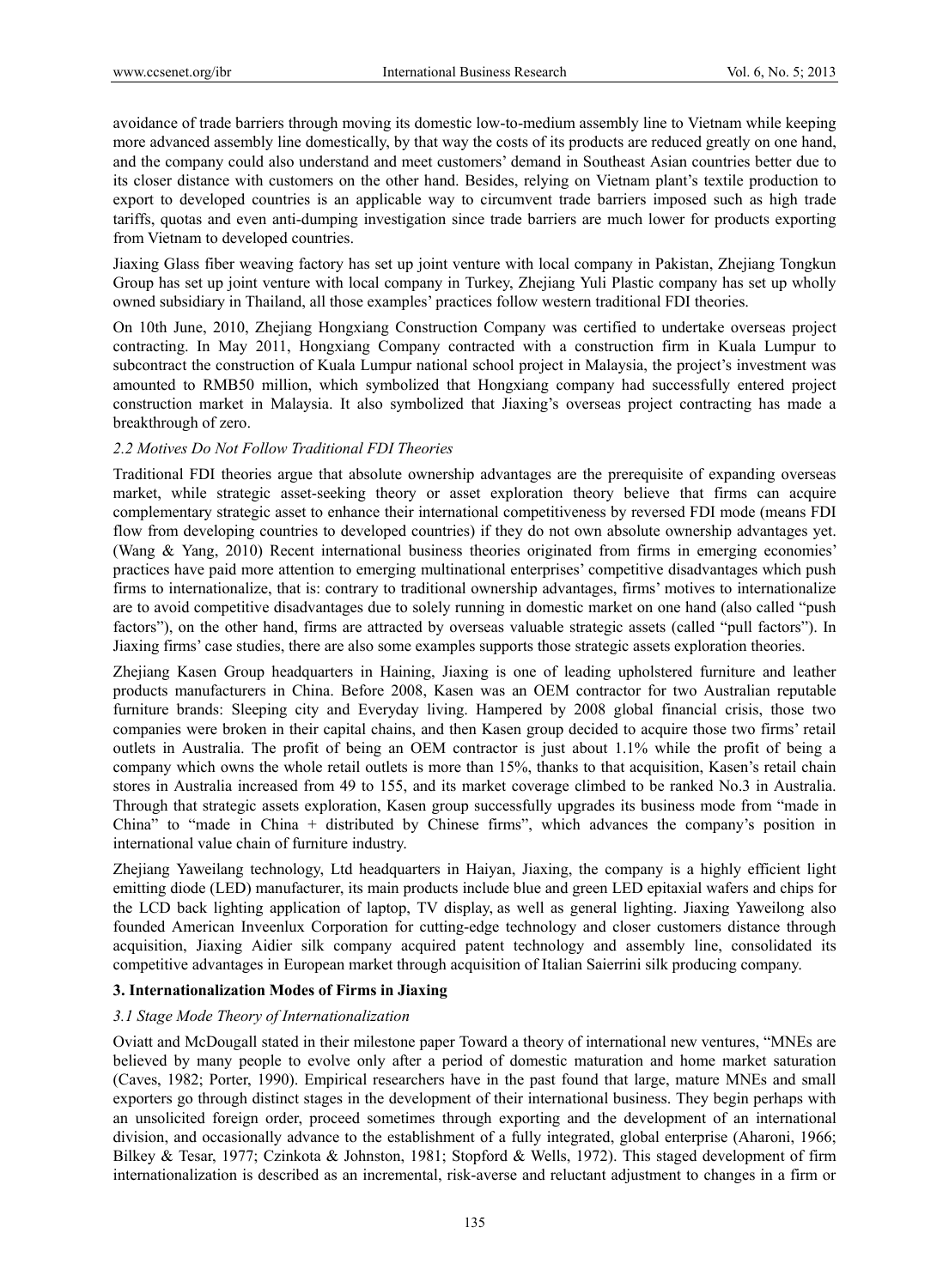avoidance of trade barriers through moving its domestic low-to-medium assembly line to Vietnam while keeping more advanced assembly line domestically, by that way the costs of its products are reduced greatly on one hand, and the company could also understand and meet customers' demand in Southeast Asian countries better due to its closer distance with customers on the other hand. Besides, relying on Vietnam plant's textile production to export to developed countries is an applicable way to circumvent trade barriers imposed such as high trade tariffs, quotas and even anti-dumping investigation since trade barriers are much lower for products exporting from Vietnam to developed countries.

Jiaxing Glass fiber weaving factory has set up joint venture with local company in Pakistan, Zhejiang Tongkun Group has set up joint venture with local company in Turkey, Zhejiang Yuli Plastic company has set up wholly owned subsidiary in Thailand, all those examples' practices follow western traditional FDI theories.

On 10th June, 2010, Zhejiang Hongxiang Construction Company was certified to undertake overseas project contracting. In May 2011, Hongxiang Company contracted with a construction firm in Kuala Lumpur to subcontract the construction of Kuala Lumpur national school project in Malaysia, the project's investment was amounted to RMB50 million, which symbolized that Hongxiang company had successfully entered project construction market in Malaysia. It also symbolized that Jiaxing's overseas project contracting has made a breakthrough of zero.

### *2.2 Motives Do Not Follow Traditional FDI Theories*

Traditional FDI theories argue that absolute ownership advantages are the prerequisite of expanding overseas market, while strategic asset-seeking theory or asset exploration theory believe that firms can acquire complementary strategic asset to enhance their international competitiveness by reversed FDI mode (means FDI flow from developing countries to developed countries) if they do not own absolute ownership advantages yet. (Wang & Yang, 2010) Recent international business theories originated from firms in emerging economies' practices have paid more attention to emerging multinational enterprises' competitive disadvantages which push firms to internationalize, that is: contrary to traditional ownership advantages, firms' motives to internationalize are to avoid competitive disadvantages due to solely running in domestic market on one hand (also called "push factors"), on the other hand, firms are attracted by overseas valuable strategic assets (called "pull factors"). In Jiaxing firms' case studies, there are also some examples supports those strategic assets exploration theories.

Zhejiang Kasen Group headquarters in Haining, Jiaxing is one of leading upholstered furniture and leather products manufacturers in China. Before 2008, Kasen was an OEM contractor for two Australian reputable furniture brands: Sleeping city and Everyday living. Hampered by 2008 global financial crisis, those two companies were broken in their capital chains, and then Kasen group decided to acquire those two firms' retail outlets in Australia. The profit of being an OEM contractor is just about 1.1% while the profit of being a company which owns the whole retail outlets is more than 15%, thanks to that acquisition, Kasen's retail chain stores in Australia increased from 49 to 155, and its market coverage climbed to be ranked No.3 in Australia. Through that strategic assets exploration, Kasen group successfully upgrades its business mode from "made in China" to "made in China + distributed by Chinese firms", which advances the company's position in international value chain of furniture industry.

Zhejiang Yaweilang technology, Ltd headquarters in Haiyan, Jiaxing, the company is a highly efficient light emitting diode (LED) manufacturer, its main products include blue and green LED epitaxial wafers and chips for the LCD back lighting application of laptop, TV display, as well as general lighting. Jiaxing Yaweilong also founded American Inveenlux Corporation for cutting-edge technology and closer customers distance through acquisition, Jiaxing Aidier silk company acquired patent technology and assembly line, consolidated its competitive advantages in European market through acquisition of Italian Saierrini silk producing company.

## 3. Internationalization Modes of Firms in Jiaxing

### *3.1 Stage Mode Theory of Internationalization*

Oviatt and McDougall stated in their milestone paper Toward a theory of international new ventures, "MNEs are believed by many people to evolve only after a period of domestic maturation and home market saturation (Caves, 1982; Porter, 1990). Empirical researchers have in the past found that large, mature MNEs and small exporters go through distinct stages in the development of their international business. They begin perhaps with an unsolicited foreign order, proceed sometimes through exporting and the development of an international division, and occasionally advance to the establishment of a fully integrated, global enterprise (Aharoni, 1966; Bilkey & Tesar, 1977; Czinkota & Johnston, 1981; Stopford & Wells, 1972). This staged development of firm internationalization is described as an incremental, risk-averse and reluctant adjustment to changes in a firm or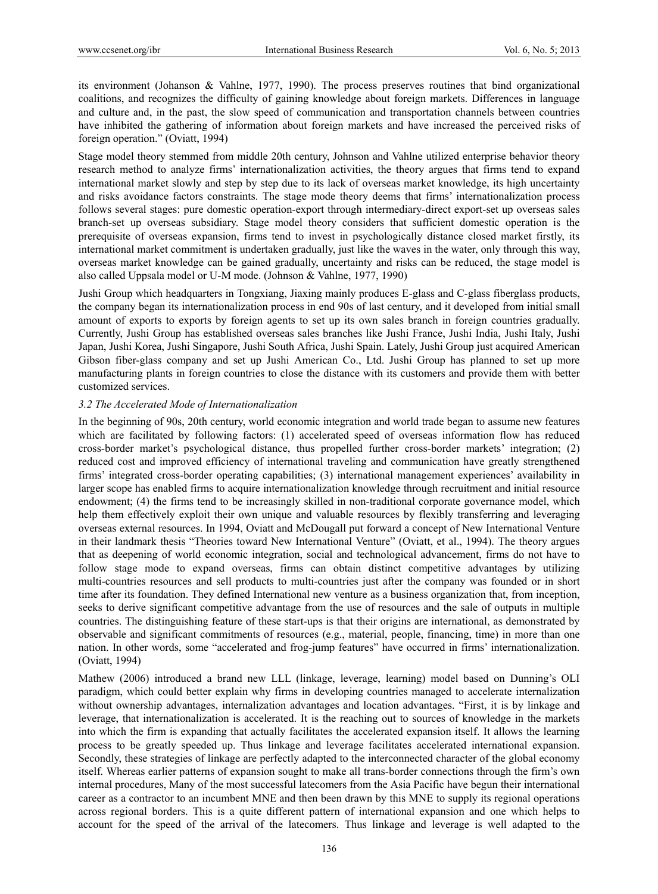its environment (Johanson & Vahlne, 1977, 1990). The process preserves routines that bind organizational coalitions, and recognizes the difficulty of gaining knowledge about foreign markets. Differences in language and culture and, in the past, the slow speed of communication and transportation channels between countries have inhibited the gathering of information about foreign markets and have increased the perceived risks of foreign operation." (Oviatt, 1994)

Stage model theory stemmed from middle 20th century, Johnson and Vahlne utilized enterprise behavior theory research method to analyze firms' internationalization activities, the theory argues that firms tend to expand international market slowly and step by step due to its lack of overseas market knowledge, its high uncertainty and risks avoidance factors constraints. The stage mode theory deems that firms' internationalization process follows several stages: pure domestic operation-export through intermediary-direct export-set up overseas sales branch-set up overseas subsidiary. Stage model theory considers that sufficient domestic operation is the prerequisite of overseas expansion, firms tend to invest in psychologically distance closed market firstly, its international market commitment is undertaken gradually, just like the waves in the water, only through this way, overseas market knowledge can be gained gradually, uncertainty and risks can be reduced, the stage model is also called Uppsala model or U-M mode. (Johnson & Vahlne, 1977, 1990)

Jushi Group which headquarters in Tongxiang, Jiaxing mainly produces E-glass and C-glass fiberglass products, the company began its internationalization process in end 90s of last century, and it developed from initial small amount of exports to exports by foreign agents to set up its own sales branch in foreign countries gradually. Currently, Jushi Group has established overseas sales branches like Jushi France, Jushi India, Jushi Italy, Jushi Japan, Jushi Korea, Jushi Singapore, Jushi South Africa, Jushi Spain. Lately, Jushi Group just acquired American Gibson fiber-glass company and set up Jushi American Co., Ltd. Jushi Group has planned to set up more manufacturing plants in foreign countries to close the distance with its customers and provide them with better customized services.

### *3.2 The Accelerated Mode of Internationalization*

In the beginning of 90s, 20th century, world economic integration and world trade began to assume new features which are facilitated by following factors: (1) accelerated speed of overseas information flow has reduced cross-border market's psychological distance, thus propelled further cross-border markets' integration; (2) reduced cost and improved efficiency of international traveling and communication have greatly strengthened firms' integrated cross-border operating capabilities; (3) international management experiences' availability in larger scope has enabled firms to acquire internationalization knowledge through recruitment and initial resource endowment; (4) the firms tend to be increasingly skilled in non-traditional corporate governance model, which help them effectively exploit their own unique and valuable resources by flexibly transferring and leveraging overseas external resources. In 1994, Oviatt and McDougall put forward a concept of New International Venture in their landmark thesis "Theories toward New International Venture" (Oviatt, et al., 1994). The theory argues that as deepening of world economic integration, social and technological advancement, firms do not have to follow stage mode to expand overseas, firms can obtain distinct competitive advantages by utilizing multi-countries resources and sell products to multi-countries just after the company was founded or in short time after its foundation. They defined International new venture as a business organization that, from inception, seeks to derive significant competitive advantage from the use of resources and the sale of outputs in multiple countries. The distinguishing feature of these start-ups is that their origins are international, as demonstrated by observable and significant commitments of resources (e.g., material, people, financing, time) in more than one nation. In other words, some "accelerated and frog-jump features" have occurred in firms' internationalization. (Oviatt, 1994)

Mathew (2006) introduced a brand new LLL (linkage, leverage, learning) model based on Dunning's OLI paradigm, which could better explain why firms in developing countries managed to accelerate internalization without ownership advantages, internalization advantages and location advantages. "First, it is by linkage and leverage, that internationalization is accelerated. It is the reaching out to sources of knowledge in the markets into which the firm is expanding that actually facilitates the accelerated expansion itself. It allows the learning process to be greatly speeded up. Thus linkage and leverage facilitates accelerated international expansion. Secondly, these strategies of linkage are perfectly adapted to the interconnected character of the global economy itself. Whereas earlier patterns of expansion sought to make all trans-border connections through the firm's own internal procedures, Many of the most successful latecomers from the Asia Pacific have begun their international career as a contractor to an incumbent MNE and then been drawn by this MNE to supply its regional operations across regional borders. This is a quite different pattern of international expansion and one which helps to account for the speed of the arrival of the latecomers. Thus linkage and leverage is well adapted to the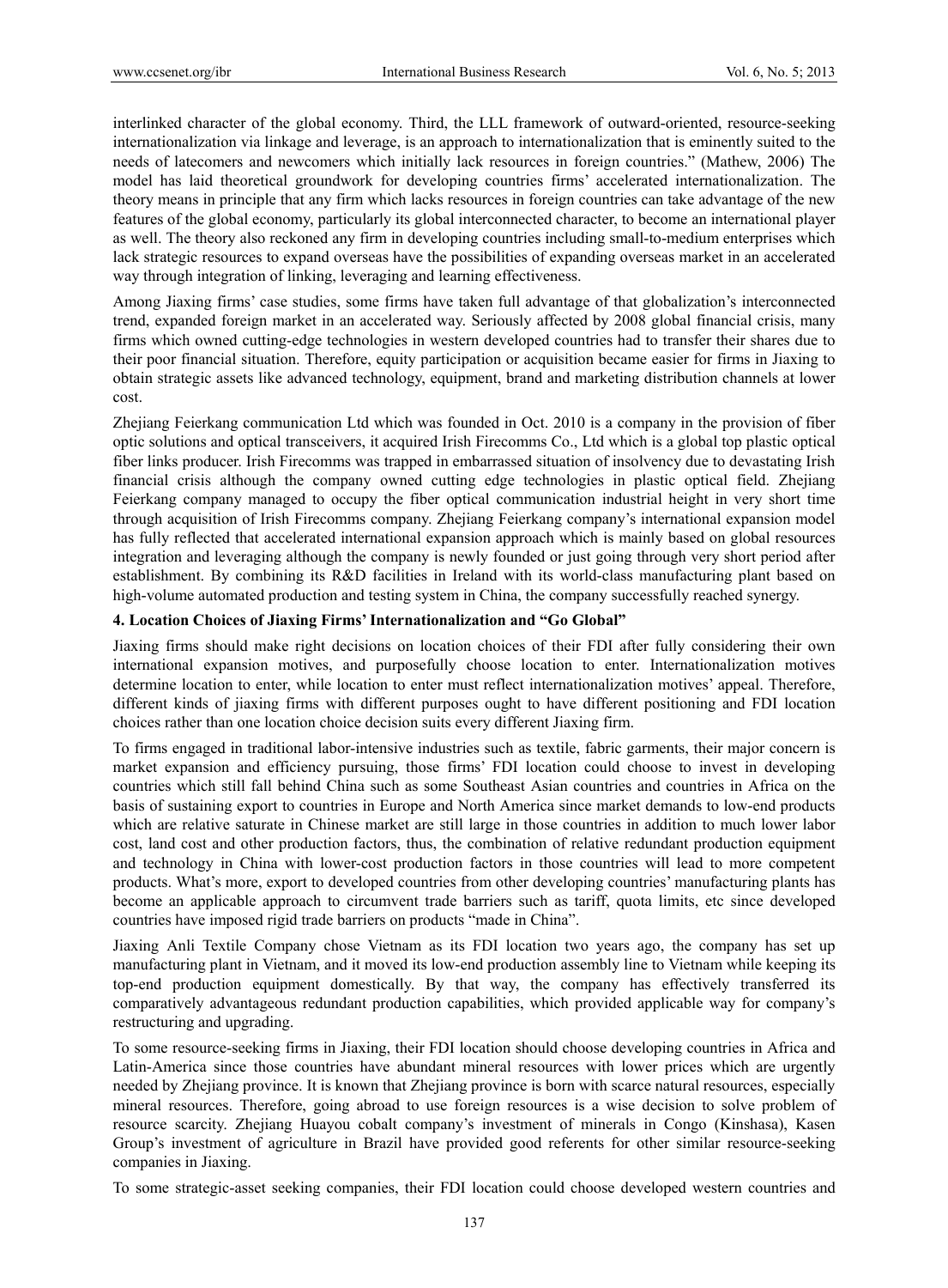interlinked character of the global economy. Third, the LLL framework of outward-oriented, resource-seeking internationalization via linkage and leverage, is an approach to internationalization that is eminently suited to the needs of latecomers and newcomers which initially lack resources in foreign countries." (Mathew, 2006) The model has laid theoretical groundwork for developing countries firms' accelerated internationalization. The theory means in principle that any firm which lacks resources in foreign countries can take advantage of the new features of the global economy, particularly its global interconnected character, to become an international player as well. The theory also reckoned any firm in developing countries including small-to-medium enterprises which lack strategic resources to expand overseas have the possibilities of expanding overseas market in an accelerated way through integration of linking, leveraging and learning effectiveness.

Among Jiaxing firms' case studies, some firms have taken full advantage of that globalization's interconnected trend, expanded foreign market in an accelerated way. Seriously affected by 2008 global financial crisis, many firms which owned cutting-edge technologies in western developed countries had to transfer their shares due to their poor financial situation. Therefore, equity participation or acquisition became easier for firms in Jiaxing to obtain strategic assets like advanced technology, equipment, brand and marketing distribution channels at lower cost.

Zhejiang Feierkang communication Ltd which was founded in Oct. 2010 is a company in the provision of fiber optic solutions and optical transceivers, it acquired Irish Firecomms Co., Ltd which is a global top plastic optical fiber links producer. Irish Firecomms was trapped in embarrassed situation of insolvency due to devastating Irish financial crisis although the company owned cutting edge technologies in plastic optical field. Zhejiang Feierkang company managed to occupy the fiber optical communication industrial height in very short time through acquisition of Irish Firecomms company. Zhejiang Feierkang company's international expansion model has fully reflected that accelerated international expansion approach which is mainly based on global resources integration and leveraging although the company is newly founded or just going through very short period after establishment. By combining its R&D facilities in Ireland with its world-class manufacturing plant based on high-volume automated production and testing system in China, the company successfully reached synergy.

## 4. Location Choices of Jiaxing Firms' Internationalization and "Go Global"

Jiaxing firms should make right decisions on location choices of their FDI after fully considering their own international expansion motives, and purposefully choose location to enter. Internationalization motives determine location to enter, while location to enter must reflect internationalization motives' appeal. Therefore, different kinds of jiaxing firms with different purposes ought to have different positioning and FDI location choices rather than one location choice decision suits every different Jiaxing firm.

To firms engaged in traditional labor-intensive industries such as textile, fabric garments, their major concern is market expansion and efficiency pursuing, those firms' FDI location could choose to invest in developing countries which still fall behind China such as some Southeast Asian countries and countries in Africa on the basis of sustaining export to countries in Europe and North America since market demands to low-end products which are relative saturate in Chinese market are still large in those countries in addition to much lower labor cost, land cost and other production factors, thus, the combination of relative redundant production equipment and technology in China with lower-cost production factors in those countries will lead to more competent products. What's more, export to developed countries from other developing countries' manufacturing plants has become an applicable approach to circumvent trade barriers such as tariff, quota limits, etc since developed countries have imposed rigid trade barriers on products "made in China".

Jiaxing Anli Textile Company chose Vietnam as its FDI location two years ago, the company has set up manufacturing plant in Vietnam, and it moved its low-end production assembly line to Vietnam while keeping its top-end production equipment domestically. By that way, the company has effectively transferred its comparatively advantageous redundant production capabilities, which provided applicable way for company's restructuring and upgrading.

To some resource-seeking firms in Jiaxing, their FDI location should choose developing countries in Africa and Latin-America since those countries have abundant mineral resources with lower prices which are urgently needed by Zhejiang province. It is known that Zhejiang province is born with scarce natural resources, especially mineral resources. Therefore, going abroad to use foreign resources is a wise decision to solve problem of resource scarcity. Zhejiang Huayou cobalt company's investment of minerals in Congo (Kinshasa), Kasen Group's investment of agriculture in Brazil have provided good referents for other similar resource-seeking companies in Jiaxing.

To some strategic-asset seeking companies, their FDI location could choose developed western countries and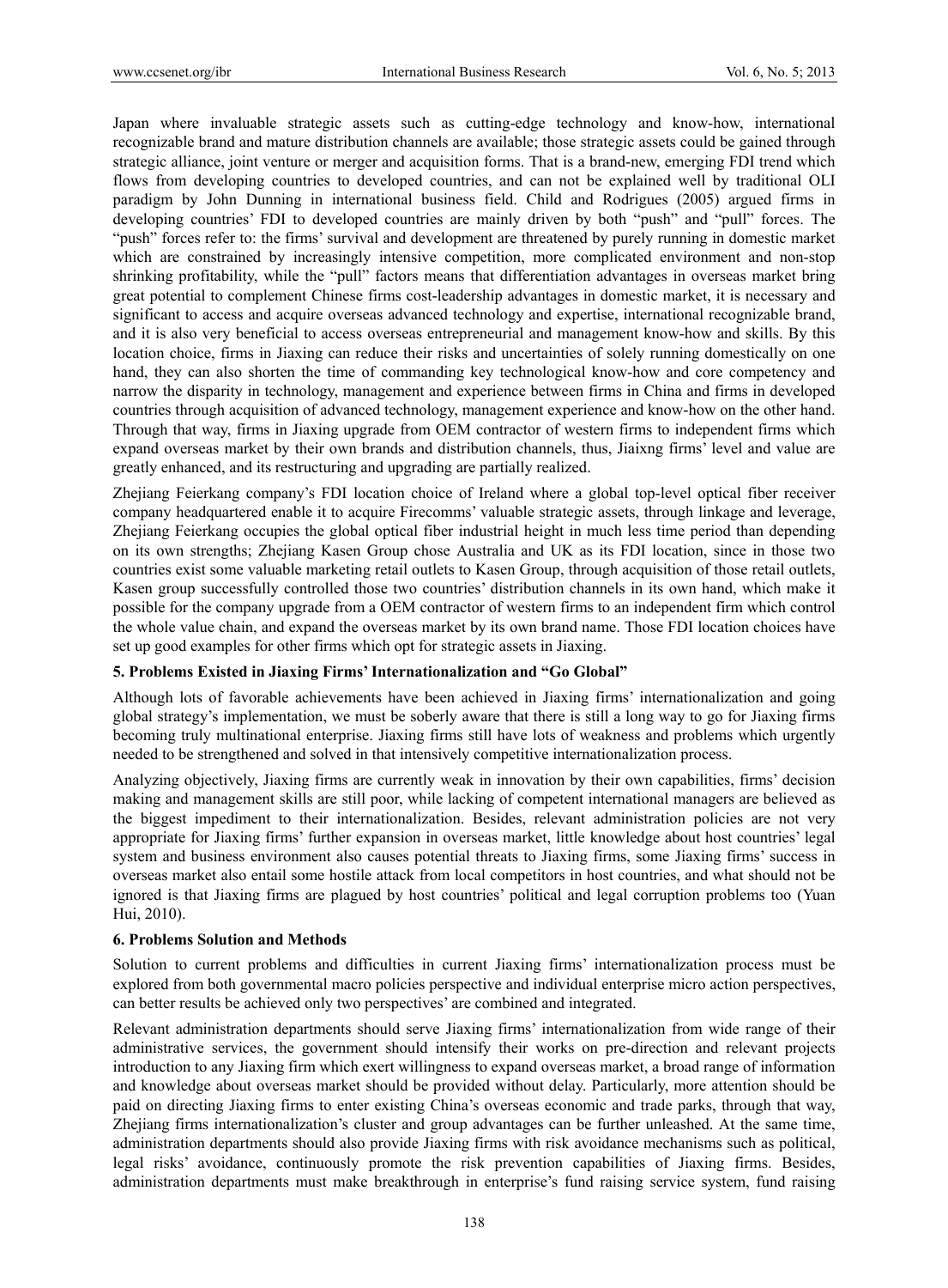Japan where invaluable strategic assets such as cutting-edge technology and know-how, international recognizable brand and mature distribution channels are available; those strategic assets could be gained through strategic alliance, joint venture or merger and acquisition forms. That is a brand-new, emerging FDI trend which flows from developing countries to developed countries, and can not be explained well by traditional OLI paradigm by John Dunning in international business field. Child and Rodrigues (2005) argued firms in developing countries' FDI to developed countries are mainly driven by both "push" and "pull" forces. The "push" forces refer to: the firms' survival and development are threatened by purely running in domestic market which are constrained by increasingly intensive competition, more complicated environment and non-stop shrinking profitability, while the "pull" factors means that differentiation advantages in overseas market bring great potential to complement Chinese firms cost-leadership advantages in domestic market, it is necessary and significant to access and acquire overseas advanced technology and expertise, international recognizable brand, and it is also very beneficial to access overseas entrepreneurial and management know-how and skills. By this location choice, firms in Jiaxing can reduce their risks and uncertainties of solely running domestically on one hand, they can also shorten the time of commanding key technological know-how and core competency and narrow the disparity in technology, management and experience between firms in China and firms in developed countries through acquisition of advanced technology, management experience and know-how on the other hand. Through that way, firms in Jiaxing upgrade from OEM contractor of western firms to independent firms which expand overseas market by their own brands and distribution channels, thus, Jiaixng firms' level and value are greatly enhanced, and its restructuring and upgrading are partially realized.

Zhejiang Feierkang company's FDI location choice of Ireland where a global top-level optical fiber receiver company headquartered enable it to acquire Firecomms' valuable strategic assets, through linkage and leverage, Zhejiang Feierkang occupies the global optical fiber industrial height in much less time period than depending on its own strengths; Zhejiang Kasen Group chose Australia and UK as its FDI location, since in those two countries exist some valuable marketing retail outlets to Kasen Group, through acquisition of those retail outlets, Kasen group successfully controlled those two countries' distribution channels in its own hand, which make it possible for the company upgrade from a OEM contractor of western firms to an independent firm which control the whole value chain, and expand the overseas market by its own brand name. Those FDI location choices have set up good examples for other firms which opt for strategic assets in Jiaxing.

## 5. Problems Existed in Jiaxing Firms' Internationalization and "Go Global"

Although lots of favorable achievements have been achieved in Jiaxing firms' internationalization and going global strategy's implementation, we must be soberly aware that there is still a long way to go for Jiaxing firms becoming truly multinational enterprise. Jiaxing firms still have lots of weakness and problems which urgently needed to be strengthened and solved in that intensively competitive internationalization process.

Analyzing objectively, Jiaxing firms are currently weak in innovation by their own capabilities, firms' decision making and management skills are still poor, while lacking of competent international managers are believed as the biggest impediment to their internationalization. Besides, relevant administration policies are not very appropriate for Jiaxing firms' further expansion in overseas market, little knowledge about host countries' legal system and business environment also causes potential threats to Jiaxing firms, some Jiaxing firms' success in overseas market also entail some hostile attack from local competitors in host countries, and what should not be ignored is that Jiaxing firms are plagued by host countries' political and legal corruption problems too (Yuan Hui, 2010).

## 6. Problems Solution and Methods

Solution to current problems and difficulties in current Jiaxing firms' internationalization process must be explored from both governmental macro policies perspective and individual enterprise micro action perspectives, can better results be achieved only two perspectives' are combined and integrated.

Relevant administration departments should serve Jiaxing firms' internationalization from wide range of their administrative services, the government should intensify their works on pre-direction and relevant projects introduction to any Jiaxing firm which exert willingness to expand overseas market, a broad range of information and knowledge about overseas market should be provided without delay. Particularly, more attention should be paid on directing Jiaxing firms to enter existing China's overseas economic and trade parks, through that way, Zhejiang firms internationalization's cluster and group advantages can be further unleashed. At the same time, administration departments should also provide Jiaxing firms with risk avoidance mechanisms such as political, legal risks' avoidance, continuously promote the risk prevention capabilities of Jiaxing firms. Besides, administration departments must make breakthrough in enterprise's fund raising service system, fund raising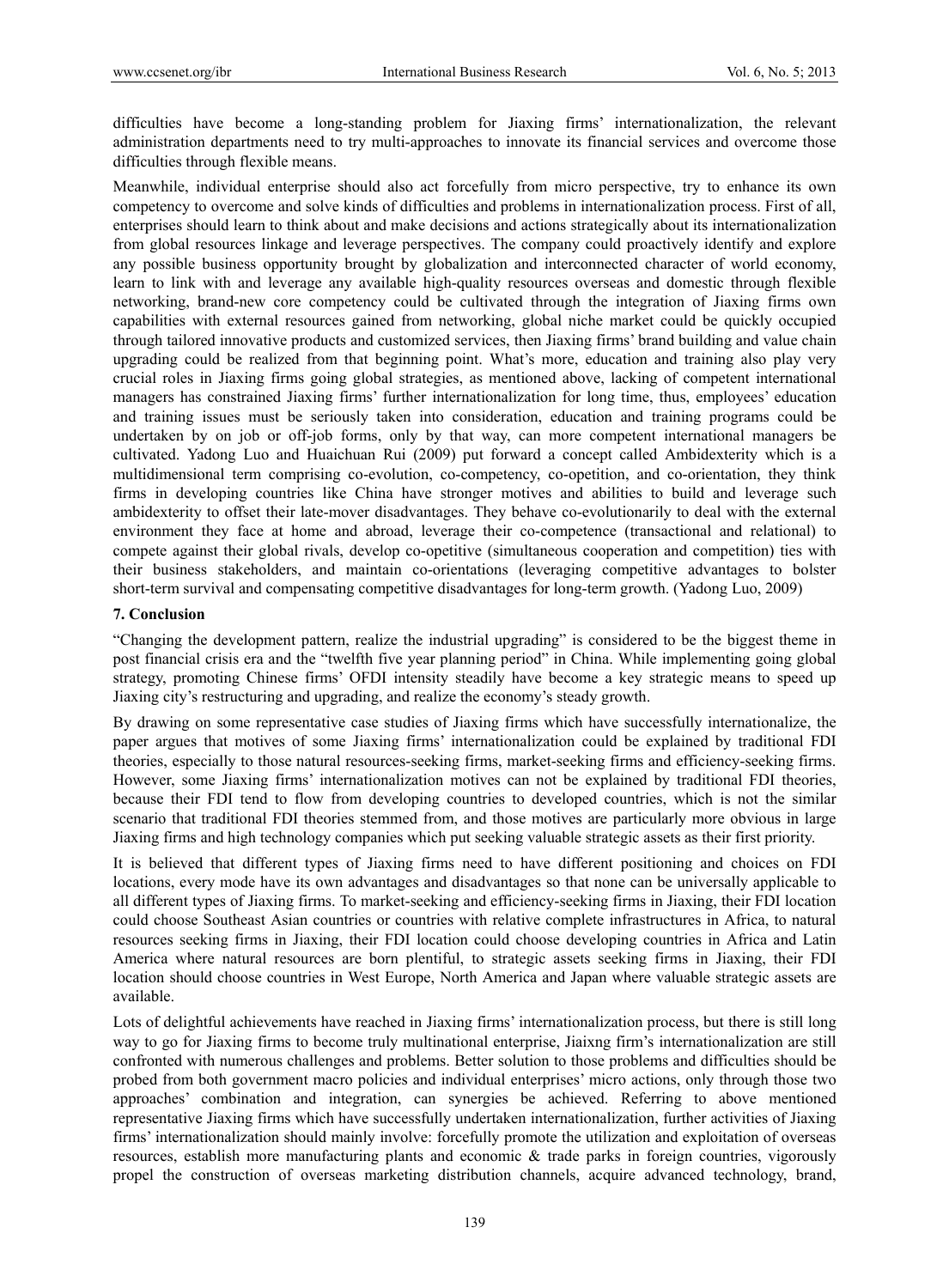difficulties have become a long-standing problem for Jiaxing firms' internationalization, the relevant administration departments need to try multi-approaches to innovate its financial services and overcome those difficulties through flexible means.

Meanwhile, individual enterprise should also act forcefully from micro perspective, try to enhance its own competency to overcome and solve kinds of difficulties and problems in internationalization process. First of all, enterprises should learn to think about and make decisions and actions strategically about its internationalization from global resources linkage and leverage perspectives. The company could proactively identify and explore any possible business opportunity brought by globalization and interconnected character of world economy, learn to link with and leverage any available high-quality resources overseas and domestic through flexible networking, brand-new core competency could be cultivated through the integration of Jiaxing firms own capabilities with external resources gained from networking, global niche market could be quickly occupied through tailored innovative products and customized services, then Jiaxing firms' brand building and value chain upgrading could be realized from that beginning point. What's more, education and training also play very crucial roles in Jiaxing firms going global strategies, as mentioned above, lacking of competent international managers has constrained Jiaxing firms' further internationalization for long time, thus, employees' education and training issues must be seriously taken into consideration, education and training programs could be undertaken by on job or off-job forms, only by that way, can more competent international managers be cultivated. Yadong Luo and Huaichuan Rui (2009) put forward a concept called Ambidexterity which is a multidimensional term comprising co-evolution, co-competency, co-opetition, and co-orientation, they think firms in developing countries like China have stronger motives and abilities to build and leverage such ambidexterity to offset their late-mover disadvantages. They behave co-evolutionarily to deal with the external environment they face at home and abroad, leverage their co-competence (transactional and relational) to compete against their global rivals, develop co-opetitive (simultaneous cooperation and competition) ties with their business stakeholders, and maintain co-orientations (leveraging competitive advantages to bolster short-term survival and compensating competitive disadvantages for long-term growth. (Yadong Luo, 2009)

## 7. Conclusion

"Changing the development pattern, realize the industrial upgrading" is considered to be the biggest theme in post financial crisis era and the "twelfth five year planning period" in China. While implementing going global strategy, promoting Chinese firms' OFDI intensity steadily have become a key strategic means to speed up Jiaxing city's restructuring and upgrading, and realize the economy's steady growth.

By drawing on some representative case studies of Jiaxing firms which have successfully internationalize, the paper argues that motives of some Jiaxing firms' internationalization could be explained by traditional FDI theories, especially to those natural resources-seeking firms, market-seeking firms and efficiency-seeking firms. However, some Jiaxing firms' internationalization motives can not be explained by traditional FDI theories, because their FDI tend to flow from developing countries to developed countries, which is not the similar scenario that traditional FDI theories stemmed from, and those motives are particularly more obvious in large Jiaxing firms and high technology companies which put seeking valuable strategic assets as their first priority.

It is believed that different types of Jiaxing firms need to have different positioning and choices on FDI locations, every mode have its own advantages and disadvantages so that none can be universally applicable to all different types of Jiaxing firms. To market-seeking and efficiency-seeking firms in Jiaxing, their FDI location could choose Southeast Asian countries or countries with relative complete infrastructures in Africa, to natural resources seeking firms in Jiaxing, their FDI location could choose developing countries in Africa and Latin America where natural resources are born plentiful, to strategic assets seeking firms in Jiaxing, their FDI location should choose countries in West Europe, North America and Japan where valuable strategic assets are available.

Lots of delightful achievements have reached in Jiaxing firms' internationalization process, but there is still long way to go for Jiaxing firms to become truly multinational enterprise, Jiaixng firm's internationalization are still confronted with numerous challenges and problems. Better solution to those problems and difficulties should be probed from both government macro policies and individual enterprises' micro actions, only through those two approaches' combination and integration, can synergies be achieved. Referring to above mentioned representative Jiaxing firms which have successfully undertaken internationalization, further activities of Jiaxing firms' internationalization should mainly involve: forcefully promote the utilization and exploitation of overseas resources, establish more manufacturing plants and economic & trade parks in foreign countries, vigorously propel the construction of overseas marketing distribution channels, acquire advanced technology, brand,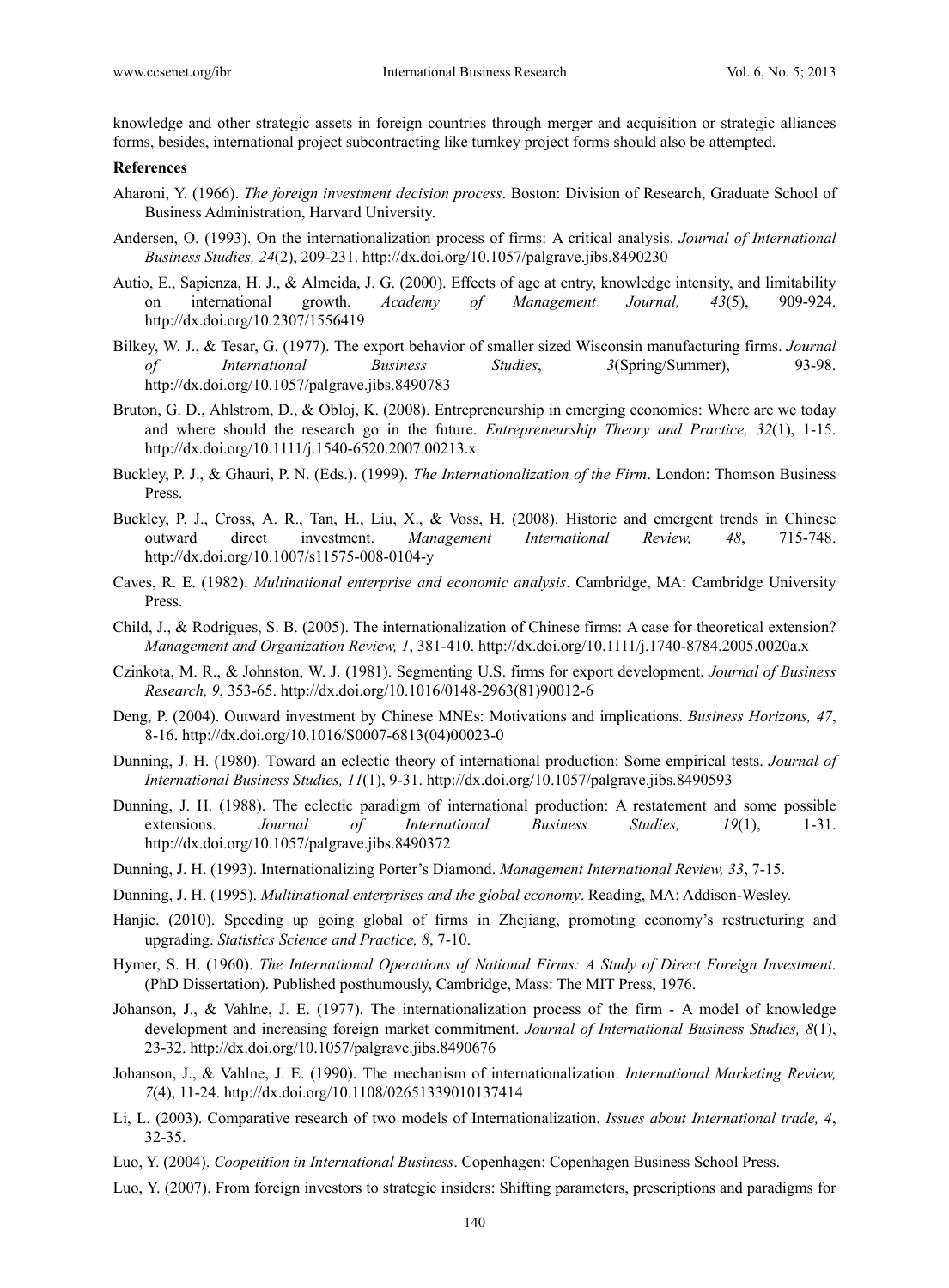knowledge and other strategic assets in foreign countries through merger and acquisition or strategic alliances forms, besides, international project subcontracting like turnkey project forms should also be attempted.

**References**

Aharoni, Y. (1966). *The foreign investment decision process*. Boston: Division of Research, Graduate School of Business Administration, Harvard University.

Andersen, O. (1993). On the internationalization process of firms: A critical analysis. *Journal of International Business Studies, 24*(2), 209-231. http://dx.doi.org/10.1057/palgrave.jibs.8490230

Autio, E., Sapienza, H. J., & Almeida, J. G. (2000). Effects of age at entry, knowledge intensity, and limitability on international growth. *Academy of Management Journal, 43*(5), 909-924. http://dx.doi.org/10.2307/1556419

Bilkey, W. J., & Tesar, G. (1977). The export behavior of smaller sized Wisconsin manufacturing firms. *Journal of International Business Studies*, *3*(Spring/Summer), 93-98. http://dx.doi.org/10.1057/palgrave.jibs.8490783

Bruton, G. D., Ahlstrom, D., & Obloj, K. (2008). Entrepreneurship in emerging economies: Where are we today and where should the research go in the future. *Entrepreneurship Theory and Practice, 32*(1), 1-15. http://dx.doi.org/10.1111/j.1540-6520.2007.00213.x

Buckley, P. J., & Ghauri, P. N. (Eds.). (1999). *The Internationalization of the Firm*. London: Thomson Business Press.

Buckley, P. J., Cross, A. R., Tan, H., Liu, X., & Voss, H. (2008). Historic and emergent trends in Chinese outward direct investment. *Management International Review, 48*, 715-748. http://dx.doi.org/10.1007/s11575-008-0104-y

Caves, R. E. (1982). *Multinational enterprise and economic analysis*. Cambridge, MA: Cambridge University Press.

Child, J., & Rodrigues, S. B. (2005). The internationalization of Chinese firms: A case for theoretical extension? *Management and Organization Review, 1*, 381-410. http://dx.doi.org/10.1111/j.1740-8784.2005.0020a.x

Czinkota, M. R., & Johnston, W. J. (1981). Segmenting U.S. firms for export development. *Journal of Business Research, 9*, 353-65. http://dx.doi.org/10.1016/0148-2963(81)90012-6

Deng, P. (2004). Outward investment by Chinese MNEs: Motivations and implications. *Business Horizons, 47*, 8-16. http://dx.doi.org/10.1016/S0007-6813(04)00023-0

Dunning, J. H. (1980). Toward an eclectic theory of international production: Some empirical tests. *Journal of International Business Studies, 11*(1), 9-31. http://dx.doi.org/10.1057/palgrave.jibs.8490593

Dunning, J. H. (1988). The eclectic paradigm of international production: A restatement and some possible extensions. *Journal of International Business Studies, 19*(1), 1-31. http://dx.doi.org/10.1057/palgrave.jibs.8490372

Dunning, J. H. (1993). Internationalizing Porter's Diamond. *Management International Review, 33*, 7-15.

Dunning, J. H. (1995). *Multinational enterprises and the global economy*. Reading, MA: Addison-Wesley.

Hanjie. (2010). Speeding up going global of firms in Zhejiang, promoting economy's restructuring and upgrading. *Statistics Science and Practice, 8*, 7-10.

Hymer, S. H. (1960). *The International Operations of National Firms: A Study of Direct Foreign Investment*. (PhD Dissertation). Published posthumously, Cambridge, Mass: The MIT Press, 1976.

Johanson, J., & Vahlne, J. E. (1977). The internationalization process of the firm - A model of knowledge development and increasing foreign market commitment. *Journal of International Business Studies, 8*(1), 23-32. http://dx.doi.org/10.1057/palgrave.jibs.8490676

Johanson, J., & Vahlne, J. E. (1990). The mechanism of internationalization. *International Marketing Review, 7*(4), 11-24. http://dx.doi.org/10.1108/02651339010137414

Li, L. (2003). Comparative research of two models of Internationalization. *Issues about International trade, 4*, 32-35.

Luo, Y. (2004). *Coopetition in International Business*. Copenhagen: Copenhagen Business School Press.

Luo, Y. (2007). From foreign investors to strategic insiders: Shifting parameters, prescriptions and paradigms for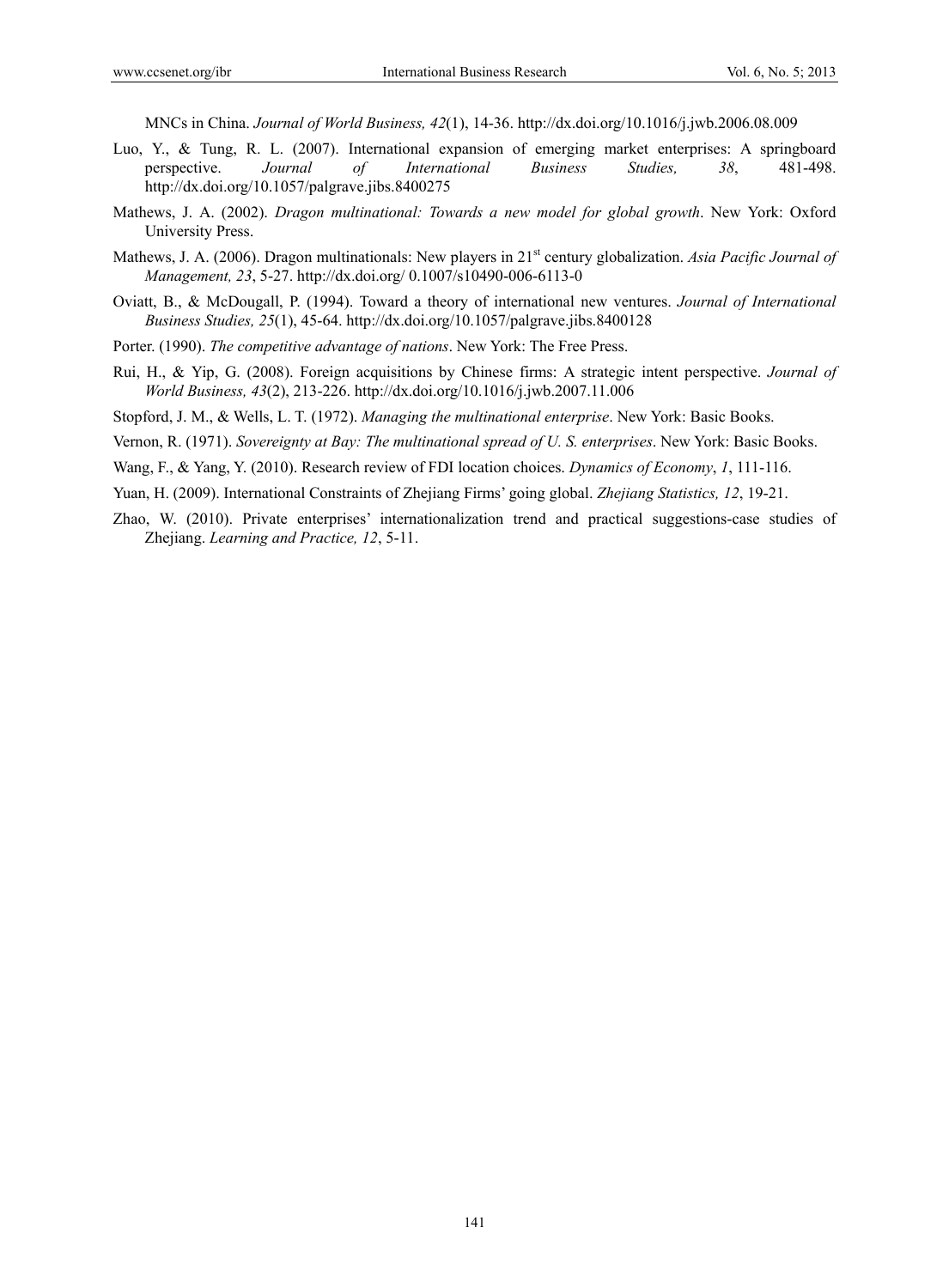MNCs in China. *Journal of World Business, 42*(1), 14-36. http://dx.doi.org/10.1016/j.jwb.2006.08.009

Luo, Y., & Tung, R. L. (2007). International expansion of emerging market enterprises: A springboard perspective. *Journal of International Business Studies, 38*, 481-498. http://dx.doi.org/10.1057/palgrave.jibs.8400275

Mathews, J. A. (2002). *Dragon multinational: Towards a new model for global growth*. New York: Oxford University Press.

Mathews, J. A. (2006). Dragon multinationals: New players in 21st century globalization. *Asia Pacific Journal of Management, 23*, 5-27. http://dx.doi.org/ 0.1007/s10490-006-6113-0

Oviatt, B., & McDougall, P. (1994). Toward a theory of international new ventures. *Journal of International Business Studies, 25*(1), 45-64. http://dx.doi.org/10.1057/palgrave.jibs.8400128

Porter. (1990). *The competitive advantage of nations*. New York: The Free Press.

Rui, H., & Yip, G. (2008). Foreign acquisitions by Chinese firms: A strategic intent perspective. *Journal of World Business, 43*(2), 213-226. http://dx.doi.org/10.1016/j.jwb.2007.11.006

Stopford, J. M., & Wells, L. T. (1972). *Managing the multinational enterprise*. New York: Basic Books.

Vernon, R. (1971). *Sovereignty at Bay: The multinational spread of U. S. enterprises*. New York: Basic Books.

Wang, F., & Yang, Y. (2010). Research review of FDI location choices. *Dynamics of Economy*, *1*, 111-116.

Yuan, H. (2009). International Constraints of Zhejiang Firms' going global. *Zhejiang Statistics, 12*, 19-21.

Zhao, W. (2010). Private enterprises' internationalization trend and practical suggestions-case studies of Zhejiang. *Learning and Practice, 12*, 5-11.